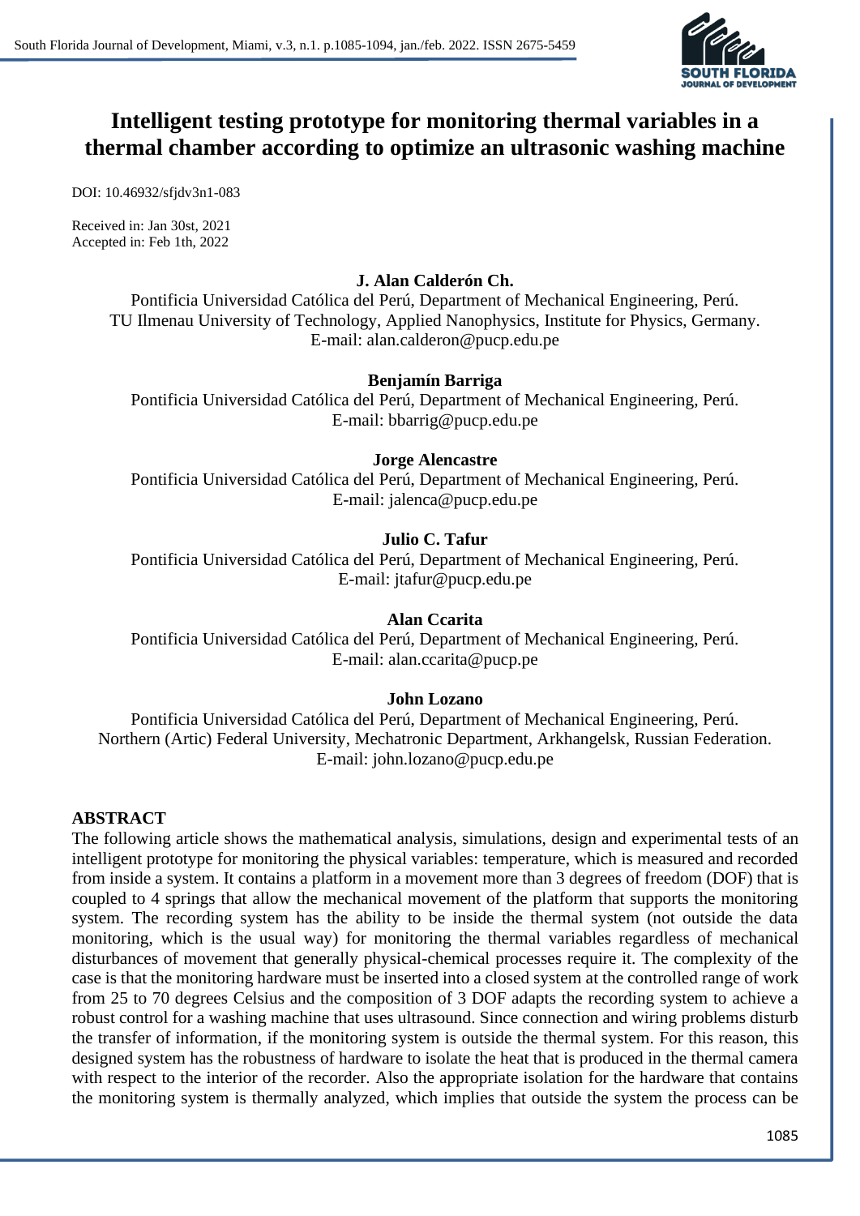# Intelligent testing prototype for monitoring thermal variables in a thermal chamber according to optimize an ultrasonic washing machine

DOI: 10.46932/sfjdv3n1-083

Received in: Jan 30st, 2021
Accepted in: Feb 1th, 2022

**J. Alan Calderón Ch.**
Pontificia Universidad Católica del Perú, Department of Mechanical Engineering, Perú.
TU Ilmenau University of Technology, Applied Nanophysics, Institute for Physics, Germany.
E-mail: alan.calderon@pucp.edu.pe

**Benjamín Barriga**
Pontificia Universidad Católica del Perú, Department of Mechanical Engineering, Perú.
E-mail: bbarrig@pucp.edu.pe

**Jorge Alencastre**
Pontificia Universidad Católica del Perú, Department of Mechanical Engineering, Perú.
E-mail: jalenca@pucp.edu.pe

**Julio C. Tafur**
Pontificia Universidad Católica del Perú, Department of Mechanical Engineering, Perú.
E-mail: jtafur@pucp.edu.pe

**Alan Ccarita**
Pontificia Universidad Católica del Perú, Department of Mechanical Engineering, Perú.
E-mail: alan.ccarita@pucp.pe

**John Lozano**
Pontificia Universidad Católica del Perú, Department of Mechanical Engineering, Perú.
Northern (Artic) Federal University, Mechatronic Department, Arkhangelsk, Russian Federation.
E-mail: john.lozano@pucp.edu.pe

## ABSTRACT

The following article shows the mathematical analysis, simulations, design and experimental tests of an intelligent prototype for monitoring the physical variables: temperature, which is measured and recorded from inside a system. It contains a platform in a movement more than 3 degrees of freedom (DOF) that is coupled to 4 springs that allow the mechanical movement of the platform that supports the monitoring system. The recording system has the ability to be inside the thermal system (not outside the data monitoring, which is the usual way) for monitoring the thermal variables regardless of mechanical disturbances of movement that generally physical-chemical processes require it. The complexity of the case is that the monitoring hardware must be inserted into a closed system at the controlled range of work from 25 to 70 degrees Celsius and the composition of 3 DOF adapts the recording system to achieve a robust control for a washing machine that uses ultrasound. Since connection and wiring problems disturb the transfer of information, if the monitoring system is outside the thermal system. For this reason, this designed system has the robustness of hardware to isolate the heat that is produced in the thermal camera with respect to the interior of the recorder. Also the appropriate isolation for the hardware that contains the monitoring system is thermally analyzed, which implies that outside the system the process can be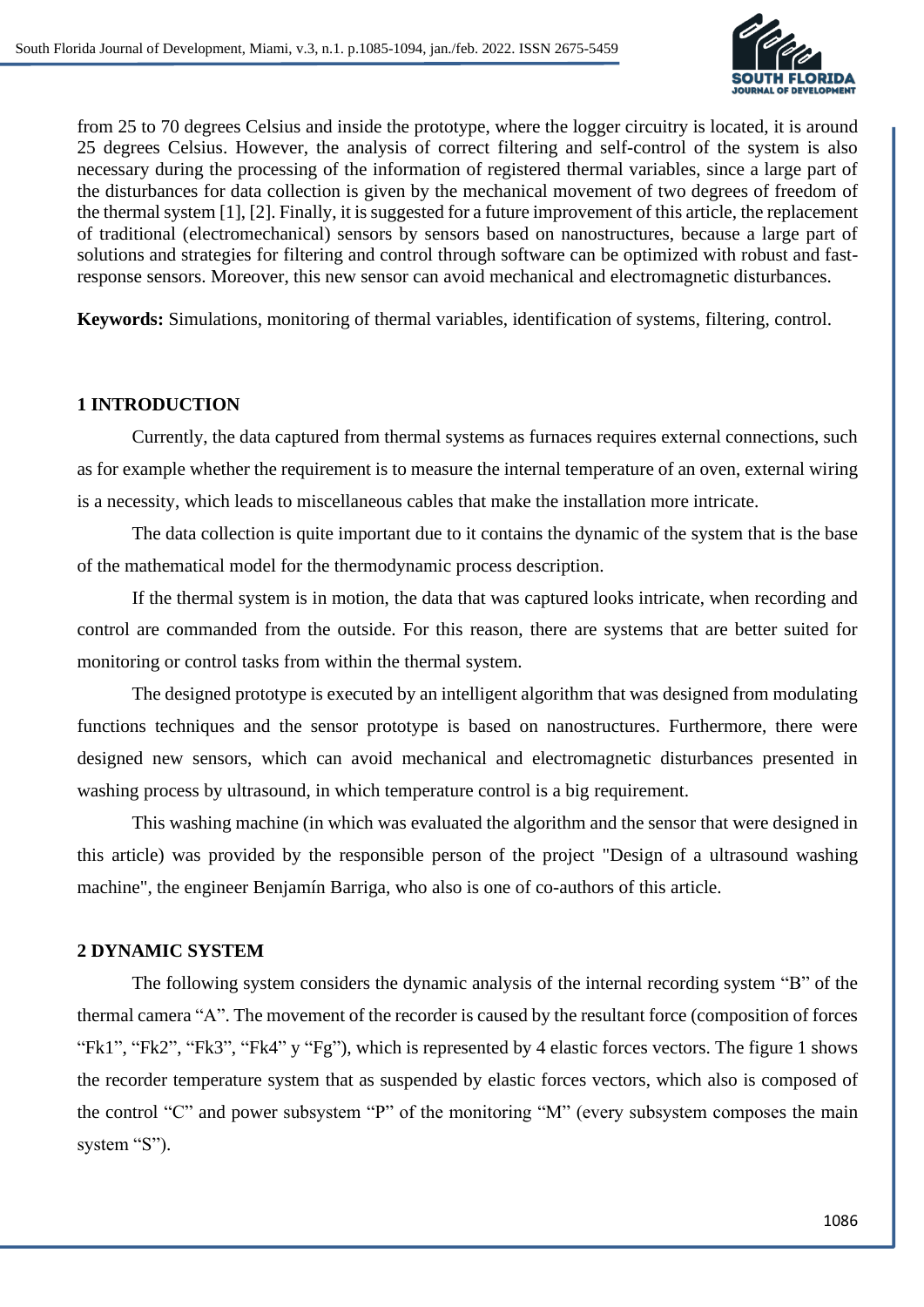from 25 to 70 degrees Celsius and inside the prototype, where the logger circuitry is located, it is around 25 degrees Celsius. However, the analysis of correct filtering and self-control of the system is also necessary during the processing of the information of registered thermal variables, since a large part of the disturbances for data collection is given by the mechanical movement of two degrees of freedom of the thermal system [1], [2]. Finally, it is suggested for a future improvement of this article, the replacement of traditional (electromechanical) sensors by sensors based on nanostructures, because a large part of solutions and strategies for filtering and control through software can be optimized with robust and fast-response sensors. Moreover, this new sensor can avoid mechanical and electromagnetic disturbances.

**Keywords:** Simulations, monitoring of thermal variables, identification of systems, filtering, control.

## 1 INTRODUCTION

Currently, the data captured from thermal systems as furnaces requires external connections, such as for example whether the requirement is to measure the internal temperature of an oven, external wiring is a necessity, which leads to miscellaneous cables that make the installation more intricate.

The data collection is quite important due to it contains the dynamic of the system that is the base of the mathematical model for the thermodynamic process description.

If the thermal system is in motion, the data that was captured looks intricate, when recording and control are commanded from the outside. For this reason, there are systems that are better suited for monitoring or control tasks from within the thermal system.

The designed prototype is executed by an intelligent algorithm that was designed from modulating functions techniques and the sensor prototype is based on nanostructures. Furthermore, there were designed new sensors, which can avoid mechanical and electromagnetic disturbances presented in washing process by ultrasound, in which temperature control is a big requirement.

This washing machine (in which was evaluated the algorithm and the sensor that were designed in this article) was provided by the responsible person of the project "Design of a ultrasound washing machine", the engineer Benjamín Barriga, who also is one of co-authors of this article.

## 2 DYNAMIC SYSTEM

The following system considers the dynamic analysis of the internal recording system "B" of the thermal camera "A". The movement of the recorder is caused by the resultant force (composition of forces "Fk1", "Fk2", "Fk3", "Fk4" y "Fg"), which is represented by 4 elastic forces vectors. The figure 1 shows the recorder temperature system that as suspended by elastic forces vectors, which also is composed of the control "C" and power subsystem "P" of the monitoring "M" (every subsystem composes the main system "S").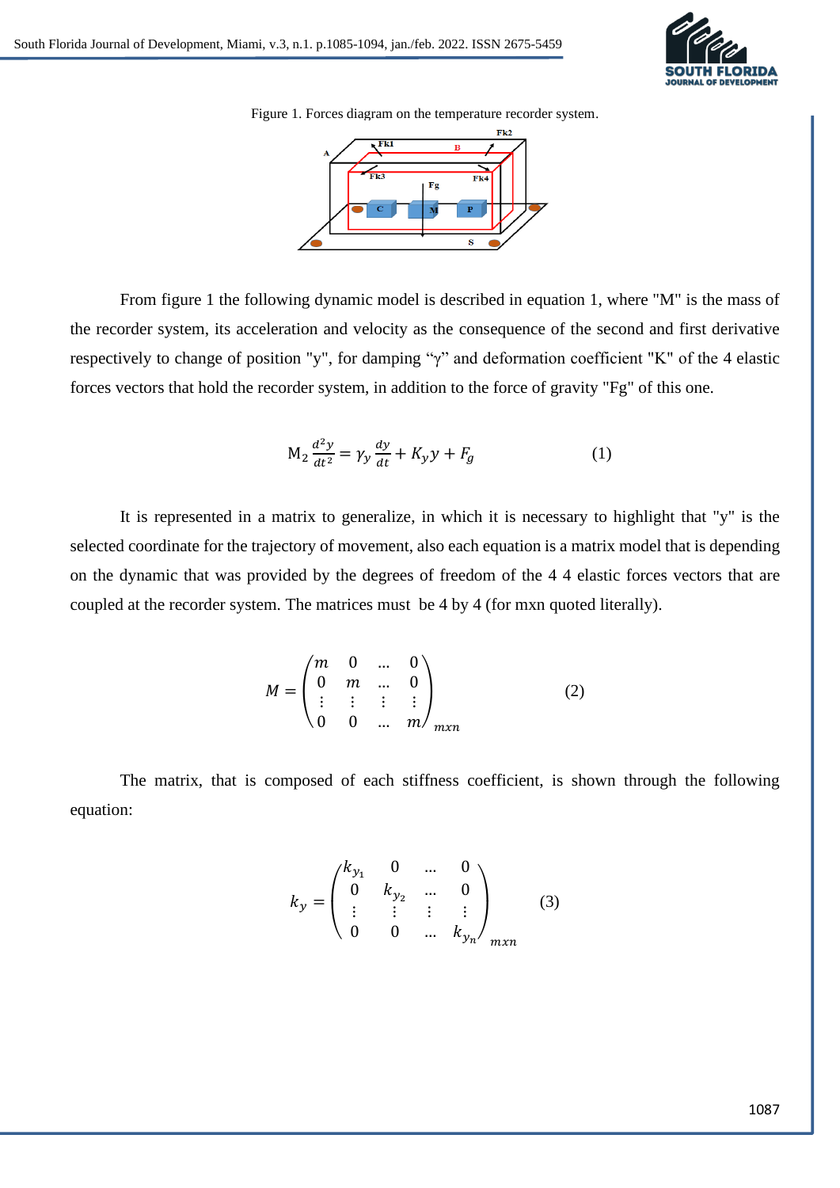Figure 1. Forces diagram on the temperature recorder system.

From figure 1 the following dynamic model is described in equation 1, where "M" is the mass of the recorder system, its acceleration and velocity as the consequence of the second and first derivative respectively to change of position "y", for damping "γ" and deformation coefficient "K" of the 4 elastic forces vectors that hold the recorder system, in addition to the force of gravity "Fg" of this one.

$$\mathrm{M}_2 \frac{d^2 y}{dt^2} = \gamma_y \frac{dy}{dt} + K_y y + F_g \qquad (1)$$

It is represented in a matrix to generalize, in which it is necessary to highlight that "y" is the selected coordinate for the trajectory of movement, also each equation is a matrix model that is depending on the dynamic that was provided by the degrees of freedom of the 4 4 elastic forces vectors that are coupled at the recorder system. The matrices must be 4 by 4 (for mxn quoted literally).

$$M = \begin{pmatrix} m & 0 & \ldots & 0 \\ 0 & m & \ldots & 0 \\ \vdots & \vdots & \vdots & \vdots \\ 0 & 0 & \ldots & m \end{pmatrix}_{mxn} \qquad (2)$$

The matrix, that is composed of each stiffness coefficient, is shown through the following equation:

$$k_y = \begin{pmatrix} k_{y_1} & 0 & \ldots & 0 \\ 0 & k_{y_2} & \ldots & 0 \\ \vdots & \vdots & \vdots & \vdots \\ 0 & 0 & \ldots & k_{y_n} \end{pmatrix}_{mxn} \qquad (3)$$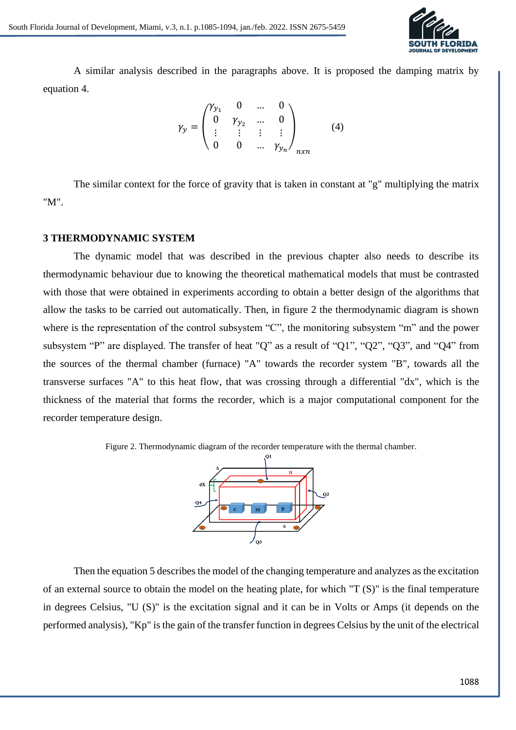A similar analysis described in the paragraphs above. It is proposed the damping matrix by equation 4.

$$\gamma_y = \begin{pmatrix} \gamma_{y_1} & 0 & \dots & 0 \\ 0 & \gamma_{y_2} & \dots & 0 \\ \vdots & \vdots & \vdots & \vdots \\ 0 & 0 & \dots & \gamma_{y_n} \end{pmatrix}_{nxn} \quad (4)$$

The similar context for the force of gravity that is taken in constant at "g" multiplying the matrix "M".

## 3 THERMODYNAMIC SYSTEM

The dynamic model that was described in the previous chapter also needs to describe its thermodynamic behaviour due to knowing the theoretical mathematical models that must be contrasted with those that were obtained in experiments according to obtain a better design of the algorithms that allow the tasks to be carried out automatically. Then, in figure 2 the thermodynamic diagram is shown where is the representation of the control subsystem "C", the monitoring subsystem "m" and the power subsystem "P" are displayed. The transfer of heat "Q" as a result of "Q1", "Q2", "Q3", and "Q4" from the sources of the thermal chamber (furnace) "A" towards the recorder system "B", towards all the transverse surfaces "A" to this heat flow, that was crossing through a differential "dx", which is the thickness of the material that forms the recorder, which is a major computational component for the recorder temperature design.

Figure 2. Thermodynamic diagram of the recorder temperature with the thermal chamber.

Then the equation 5 describes the model of the changing temperature and analyzes as the excitation of an external source to obtain the model on the heating plate, for which "T (S)" is the final temperature in degrees Celsius, "U (S)" is the excitation signal and it can be in Volts or Amps (it depends on the performed analysis), "Kp" is the gain of the transfer function in degrees Celsius by the unit of the electrical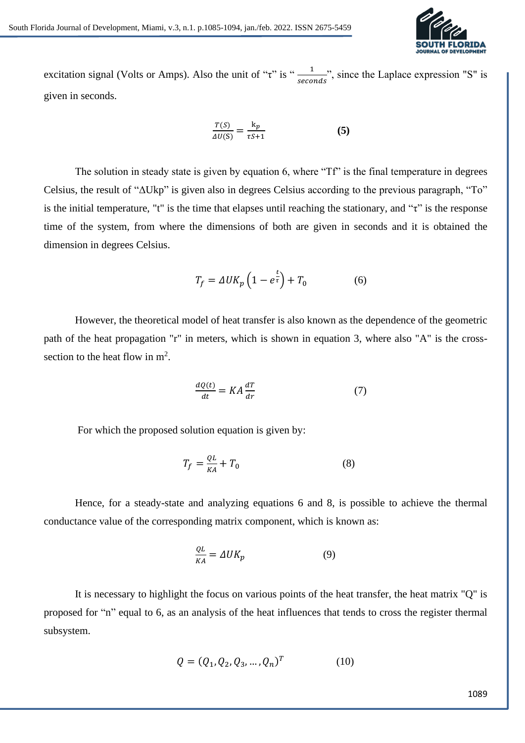excitation signal (Volts or Amps). Also the unit of "τ" is " $\frac{1}{seconds}$", since the Laplace expression "S" is given in seconds.

$$\frac{T(S)}{\Delta U(S)} = \frac{k_p}{\tau S+1} \qquad \textbf{(5)}$$

The solution in steady state is given by equation 6, where "Tf" is the final temperature in degrees Celsius, the result of "ΔUkp" is given also in degrees Celsius according to the previous paragraph, "To" is the initial temperature, "t" is the time that elapses until reaching the stationary, and "τ" is the response time of the system, from where the dimensions of both are given in seconds and it is obtained the dimension in degrees Celsius.

$$T_f = \Delta U K_p \left(1 - e^{\frac{t}{\tau}}\right) + T_0 \qquad (6)$$

However, the theoretical model of heat transfer is also known as the dependence of the geometric path of the heat propagation "r" in meters, which is shown in equation 3, where also "A" is the cross-section to the heat flow in m$^2$.

$$\frac{dQ(t)}{dt} = KA\frac{dT}{dr} \qquad (7)$$

For which the proposed solution equation is given by:

$$T_f = \frac{QL}{KA} + T_0 \qquad (8)$$

Hence, for a steady-state and analyzing equations 6 and 8, is possible to achieve the thermal conductance value of the corresponding matrix component, which is known as:

$$\frac{QL}{KA} = \Delta U K_p \qquad (9)$$

It is necessary to highlight the focus on various points of the heat transfer, the heat matrix "Q" is proposed for "n" equal to 6, as an analysis of the heat influences that tends to cross the register thermal subsystem.

$$Q = (Q_1, Q_2, Q_3, \ldots, Q_n)^T \qquad (10)$$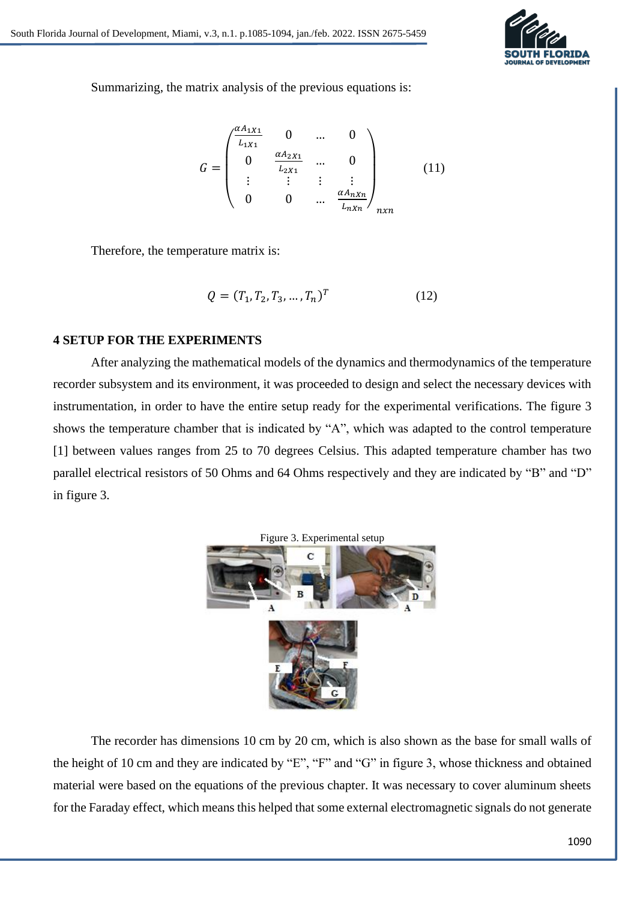Summarizing, the matrix analysis of the previous equations is:

$$G = \begin{pmatrix} \frac{\alpha A_{1X1}}{L_{1X1}} & 0 & \dots & 0 \\ 0 & \frac{\alpha A_{2X1}}{L_{2X1}} & \dots & 0 \\ \vdots & \vdots & \vdots & \vdots \\ 0 & 0 & \dots & \frac{\alpha A_{nXn}}{L_{nXn}} \end{pmatrix}_{nxn} \tag{11}$$

Therefore, the temperature matrix is:

$$Q = (T_1, T_2, T_3, \dots, T_n)^T \tag{12}$$

## 4 SETUP FOR THE EXPERIMENTS

After analyzing the mathematical models of the dynamics and thermodynamics of the temperature recorder subsystem and its environment, it was proceeded to design and select the necessary devices with instrumentation, in order to have the entire setup ready for the experimental verifications. The figure 3 shows the temperature chamber that is indicated by "A", which was adapted to the control temperature [1] between values ranges from 25 to 70 degrees Celsius. This adapted temperature chamber has two parallel electrical resistors of 50 Ohms and 64 Ohms respectively and they are indicated by "B" and "D" in figure 3.

Figure 3. Experimental setup

The recorder has dimensions 10 cm by 20 cm, which is also shown as the base for small walls of the height of 10 cm and they are indicated by "E", "F" and "G" in figure 3, whose thickness and obtained material were based on the equations of the previous chapter. It was necessary to cover aluminum sheets for the Faraday effect, which means this helped that some external electromagnetic signals do not generate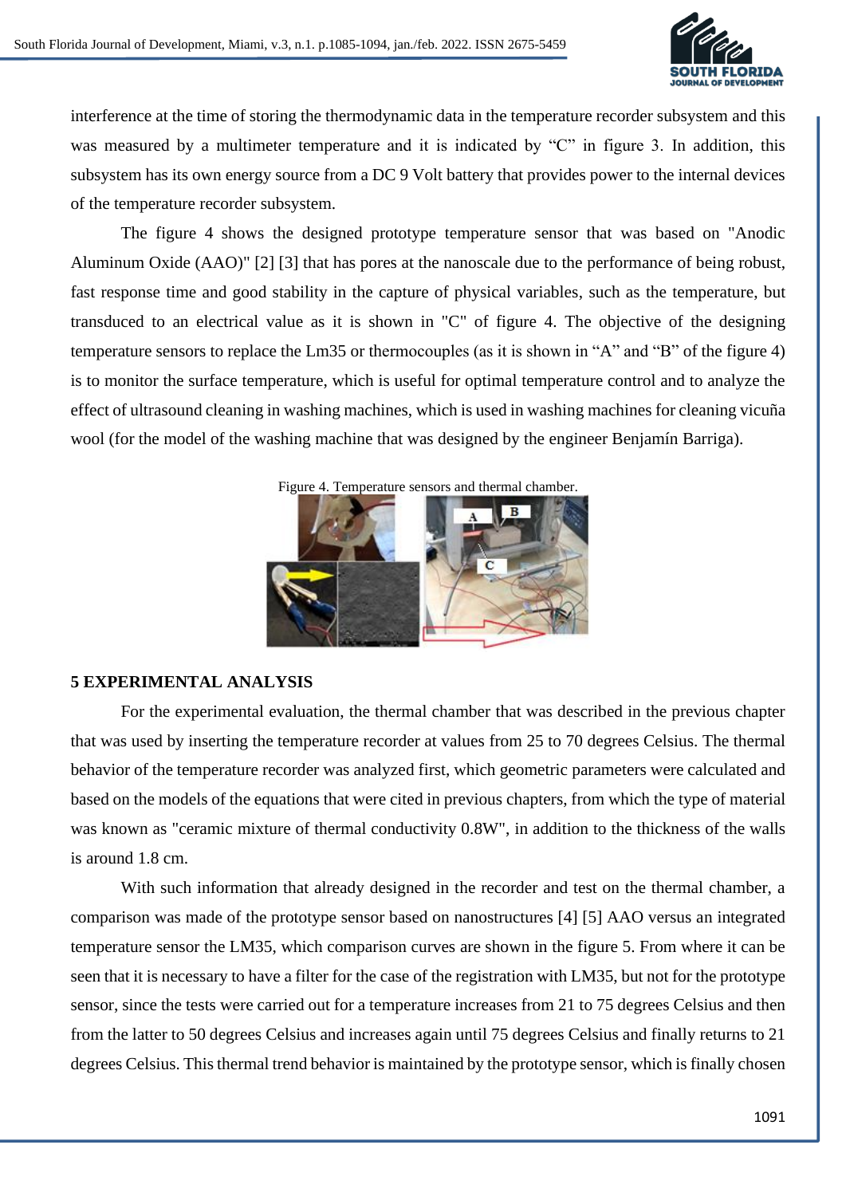interference at the time of storing the thermodynamic data in the temperature recorder subsystem and this was measured by a multimeter temperature and it is indicated by "C" in figure 3. In addition, this subsystem has its own energy source from a DC 9 Volt battery that provides power to the internal devices of the temperature recorder subsystem.

The figure 4 shows the designed prototype temperature sensor that was based on "Anodic Aluminum Oxide (AAO)" [2] [3] that has pores at the nanoscale due to the performance of being robust, fast response time and good stability in the capture of physical variables, such as the temperature, but transduced to an electrical value as it is shown in "C" of figure 4. The objective of the designing temperature sensors to replace the Lm35 or thermocouples (as it is shown in "A" and "B" of the figure 4) is to monitor the surface temperature, which is useful for optimal temperature control and to analyze the effect of ultrasound cleaning in washing machines, which is used in washing machines for cleaning vicuña wool (for the model of the washing machine that was designed by the engineer Benjamín Barriga).

Figure 4. Temperature sensors and thermal chamber.

## 5 EXPERIMENTAL ANALYSIS

For the experimental evaluation, the thermal chamber that was described in the previous chapter that was used by inserting the temperature recorder at values from 25 to 70 degrees Celsius. The thermal behavior of the temperature recorder was analyzed first, which geometric parameters were calculated and based on the models of the equations that were cited in previous chapters, from which the type of material was known as "ceramic mixture of thermal conductivity 0.8W", in addition to the thickness of the walls is around 1.8 cm.

With such information that already designed in the recorder and test on the thermal chamber, a comparison was made of the prototype sensor based on nanostructures [4] [5] AAO versus an integrated temperature sensor the LM35, which comparison curves are shown in the figure 5. From where it can be seen that it is necessary to have a filter for the case of the registration with LM35, but not for the prototype sensor, since the tests were carried out for a temperature increases from 21 to 75 degrees Celsius and then from the latter to 50 degrees Celsius and increases again until 75 degrees Celsius and finally returns to 21 degrees Celsius. This thermal trend behavior is maintained by the prototype sensor, which is finally chosen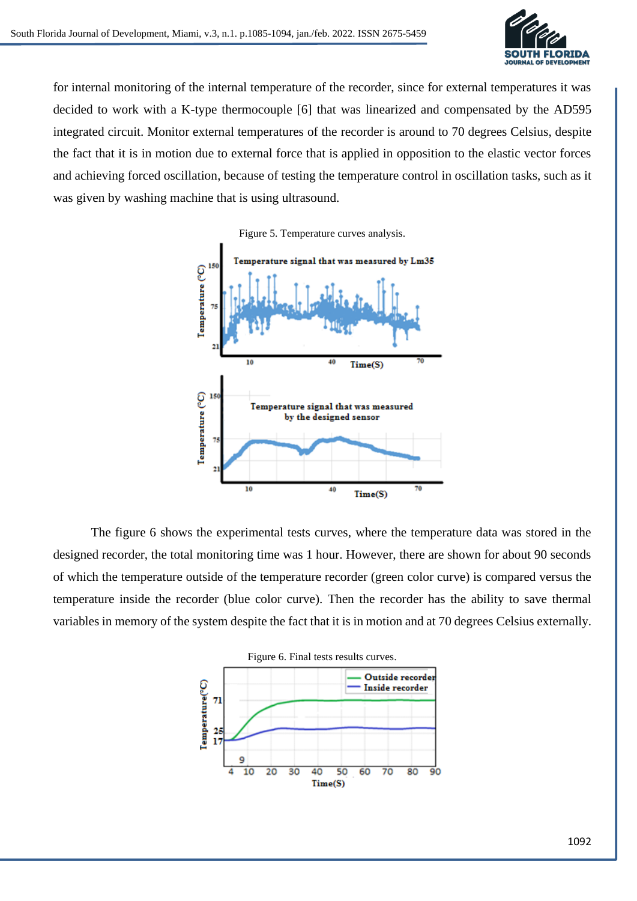for internal monitoring of the internal temperature of the recorder, since for external temperatures it was decided to work with a K-type thermocouple [6] that was linearized and compensated by the AD595 integrated circuit. Monitor external temperatures of the recorder is around to 70 degrees Celsius, despite the fact that it is in motion due to external force that is applied in opposition to the elastic vector forces and achieving forced oscillation, because of testing the temperature control in oscillation tasks, such as it was given by washing machine that is using ultrasound.

Figure 5. Temperature curves analysis.

The figure 6 shows the experimental tests curves, where the temperature data was stored in the designed recorder, the total monitoring time was 1 hour. However, there are shown for about 90 seconds of which the temperature outside of the temperature recorder (green color curve) is compared versus the temperature inside the recorder (blue color curve). Then the recorder has the ability to save thermal variables in memory of the system despite the fact that it is in motion and at 70 degrees Celsius externally.

Figure 6. Final tests results curves.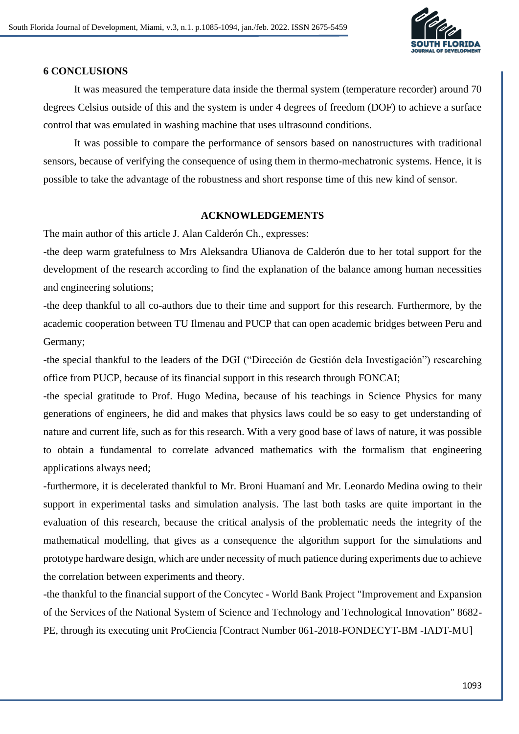## 6 CONCLUSIONS

It was measured the temperature data inside the thermal system (temperature recorder) around 70 degrees Celsius outside of this and the system is under 4 degrees of freedom (DOF) to achieve a surface control that was emulated in washing machine that uses ultrasound conditions.

It was possible to compare the performance of sensors based on nanostructures with traditional sensors, because of verifying the consequence of using them in thermo-mechatronic systems. Hence, it is possible to take the advantage of the robustness and short response time of this new kind of sensor.

## ACKNOWLEDGEMENTS

The main author of this article J. Alan Calderón Ch., expresses:

-the deep warm gratefulness to Mrs Aleksandra Ulianova de Calderón due to her total support for the development of the research according to find the explanation of the balance among human necessities and engineering solutions;

-the deep thankful to all co-authors due to their time and support for this research. Furthermore, by the academic cooperation between TU Ilmenau and PUCP that can open academic bridges between Peru and Germany;

-the special thankful to the leaders of the DGI ("Dirección de Gestión dela Investigación") researching office from PUCP, because of its financial support in this research through FONCAI;

-the special gratitude to Prof. Hugo Medina, because of his teachings in Science Physics for many generations of engineers, he did and makes that physics laws could be so easy to get understanding of nature and current life, such as for this research. With a very good base of laws of nature, it was possible to obtain a fundamental to correlate advanced mathematics with the formalism that engineering applications always need;

-furthermore, it is decelerated thankful to Mr. Broni Huamaní and Mr. Leonardo Medina owing to their support in experimental tasks and simulation analysis. The last both tasks are quite important in the evaluation of this research, because the critical analysis of the problematic needs the integrity of the mathematical modelling, that gives as a consequence the algorithm support for the simulations and prototype hardware design, which are under necessity of much patience during experiments due to achieve the correlation between experiments and theory.

-the thankful to the financial support of the Concytec - World Bank Project "Improvement and Expansion of the Services of the National System of Science and Technology and Technological Innovation" 8682-PE, through its executing unit ProCiencia [Contract Number 061-2018-FONDECYT-BM -IADT-MU]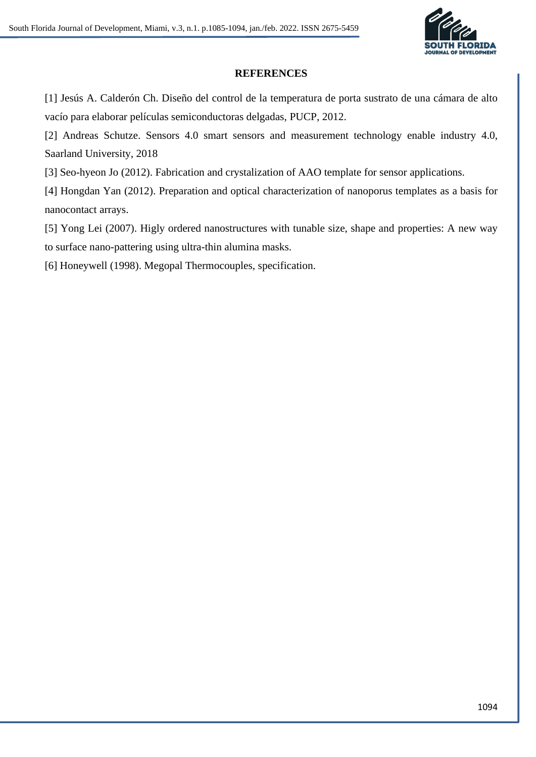## REFERENCES

[1] Jesús A. Calderón Ch. Diseño del control de la temperatura de porta sustrato de una cámara de alto vacío para elaborar películas semiconductoras delgadas, PUCP, 2012.

[2] Andreas Schutze. Sensors 4.0 smart sensors and measurement technology enable industry 4.0, Saarland University, 2018

[3] Seo-hyeon Jo (2012). Fabrication and crystalization of AAO template for sensor applications.

[4] Hongdan Yan (2012). Preparation and optical characterization of nanoporus templates as a basis for nanocontact arrays.

[5] Yong Lei (2007). Higly ordered nanostructures with tunable size, shape and properties: A new way to surface nano-pattering using ultra-thin alumina masks.

[6] Honeywell (1998). Megopal Thermocouples, specification.